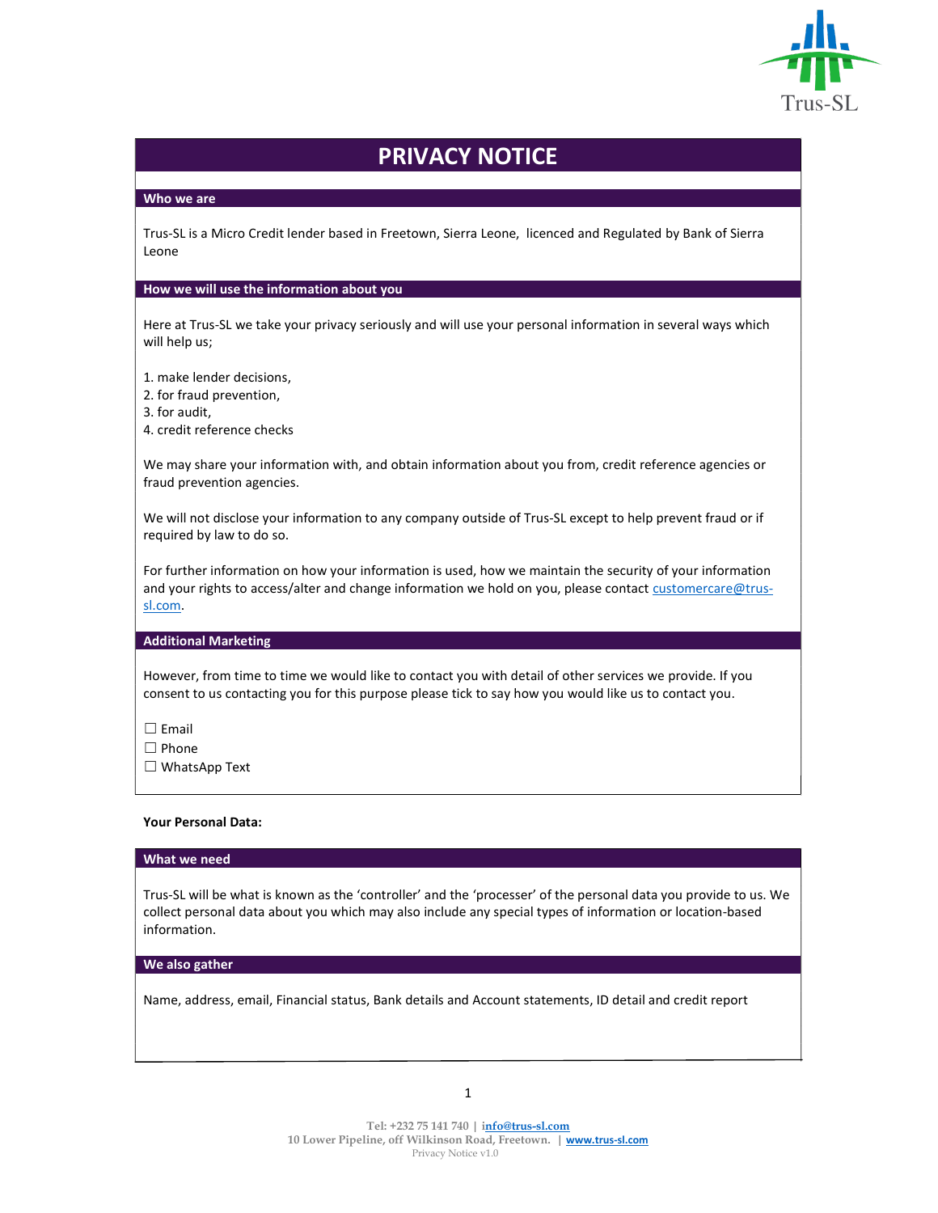# PRIVACY NOTICE

## Who we are

Trus-SL is a Micro Credit lender based in Freetown, Sierra Leone, licenced and Regulated by Bank of Sierra Leone

## How we will use the information about you

Here at Trus-SL we take your privacy seriously and will use your personal information in several ways which will help us;

1. make lender decisions,
2. for fraud prevention,
3. for audit,
4. credit reference checks

We may share your information with, and obtain information about you from, credit reference agencies or fraud prevention agencies.

We will not disclose your information to any company outside of Trus-SL except to help prevent fraud or if required by law to do so.

For further information on how your information is used, how we maintain the security of your information and your rights to access/alter and change information we hold on you, please contact customercare@trus-sl.com.

## Additional Marketing

However, from time to time we would like to contact you with detail of other services we provide. If you consent to us contacting you for this purpose please tick to say how you would like us to contact you.

☐ Email
☐ Phone
☐ WhatsApp Text

**Your Personal Data:**

## What we need

Trus-SL will be what is known as the 'controller' and the 'processer' of the personal data you provide to us. We collect personal data about you which may also include any special types of information or location-based information.

## We also gather

Name, address, email, Financial status, Bank details and Account statements, ID detail and credit report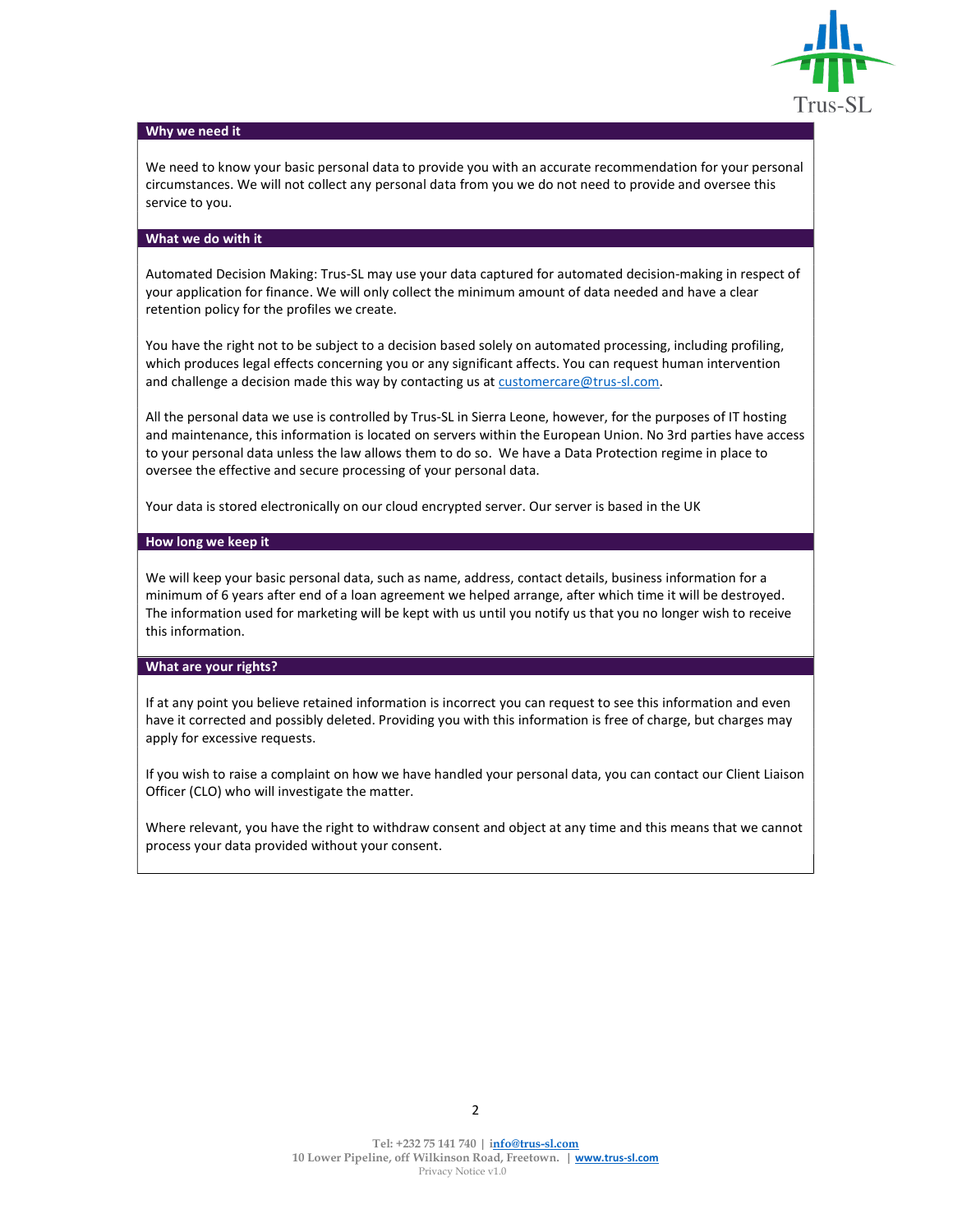## Why we need it

We need to know your basic personal data to provide you with an accurate recommendation for your personal circumstances. We will not collect any personal data from you we do not need to provide and oversee this service to you.

## What we do with it

Automated Decision Making: Trus-SL may use your data captured for automated decision-making in respect of your application for finance. We will only collect the minimum amount of data needed and have a clear retention policy for the profiles we create.

You have the right not to be subject to a decision based solely on automated processing, including profiling, which produces legal effects concerning you or any significant affects. You can request human intervention and challenge a decision made this way by contacting us at customercare@trus-sl.com.

All the personal data we use is controlled by Trus-SL in Sierra Leone, however, for the purposes of IT hosting and maintenance, this information is located on servers within the European Union. No 3rd parties have access to your personal data unless the law allows them to do so. We have a Data Protection regime in place to oversee the effective and secure processing of your personal data.

Your data is stored electronically on our cloud encrypted server. Our server is based in the UK

## How long we keep it

We will keep your basic personal data, such as name, address, contact details, business information for a minimum of 6 years after end of a loan agreement we helped arrange, after which time it will be destroyed. The information used for marketing will be kept with us until you notify us that you no longer wish to receive this information.

## What are your rights?

If at any point you believe retained information is incorrect you can request to see this information and even have it corrected and possibly deleted. Providing you with this information is free of charge, but charges may apply for excessive requests.

If you wish to raise a complaint on how we have handled your personal data, you can contact our Client Liaison Officer (CLO) who will investigate the matter.

Where relevant, you have the right to withdraw consent and object at any time and this means that we cannot process your data provided without your consent.